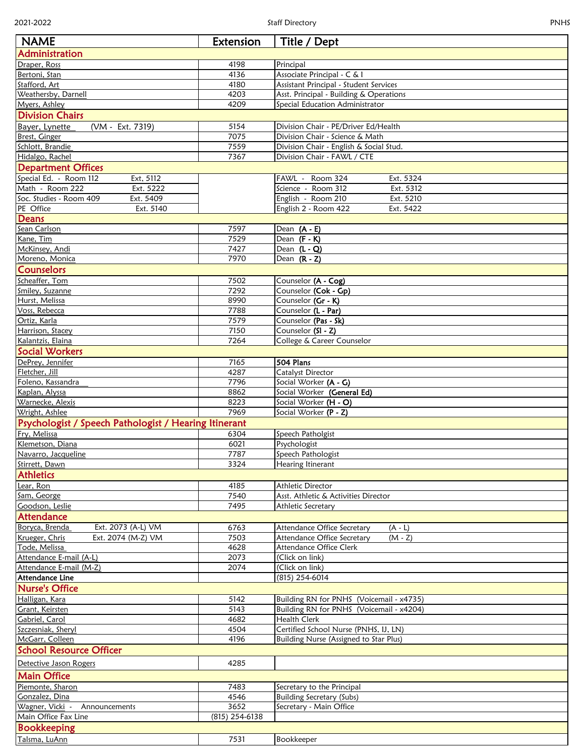| NAME | Extension | Title / Dept |
|---|---|---|
| **Administration** | | |
| Draper, Ross | 4198 | Principal |
| Bertoni, Stan | 4136 | Associate Principal - C & I |
| Stafford, Art | 4180 | Assistant Principal - Student Services |
| Weathersby, Darnell | 4203 | Asst. Principal - Building & Operations |
| Myers, Ashley | 4209 | Special Education Administrator |
| **Division Chairs** | | |
| Bayer, Lynette (VM - Ext. 7319) | 5154 | Division Chair - PE/Driver Ed/Health |
| Brest, Ginger | 7075 | Division Chair - Science & Math |
| Schlott, Brandie | 7559 | Division Chair - English & Social Stud. |
| Hidalgo, Rachel | 7367 | Division Chair - FAWL / CTE |
| **Department Offices** | | |
| Special Ed. - Room 112 Ext. 5112 | | FAWL - Room 324 Ext. 5324 |
| Math - Room 222 Ext. 5222 | | Science - Room 312 Ext. 5312 |
| Soc. Studies - Room 409 Ext. 5409 | | English - Room 210 Ext. 5210 |
| PE Office Ext. 5140 | | English 2 - Room 422 Ext. 5422 |
| **Deans** | | |
| Sean Carlson | 7597 | Dean **(A - E)** |
| Kane, Tim | 7529 | Dean **(F - K)** |
| McKinsey, Andi | 7427 | Dean **(L - Q)** |
| Moreno, Monica | 7970 | Dean **(R - Z)** |
| **Counselors** | | |
| Scheaffer, Tom | 7502 | Counselor **(A - Cog)** |
| Smiley, Suzanne | 7292 | Counselor **(Cok - Gp)** |
| Hurst, Melissa | 8990 | Counselor **(Gr - K)** |
| Voss, Rebecca | 7788 | Counselor **(L - Par)** |
| Ortiz, Karla | 7579 | Counselor **(Pas - Sk)** |
| Harrison, Stacey | 7150 | Counselor **(Sl - Z)** |
| Kalantzis, Elaina | 7264 | College & Career Counselor |
| **Social Workers** | | |
| DePrey, Jennifer | 7165 | **504 Plans** |
| Fletcher, Jill | 4287 | Catalyst Director |
| Foleno, Kassandra | 7796 | Social Worker **(A - G)** |
| Kaplan, Alyssa | 8862 | Social Worker **(General Ed)** |
| Warnecke, Alexis | 8223 | Social Worker **(H - O)** |
| Wright, Ashlee | 7969 | Social Worker **(P - Z)** |
| **Psychologist / Speech Pathologist / Hearing Itinerant** | | |
| Fry, Melissa | 6304 | Speech Patholgist |
| Klemetson, Diana | 6021 | Psychologist |
| Navarro, Jacqueline | 7787 | Speech Pathologist |
| Stirrett, Dawn | 3324 | Hearing Itinerant |
| **Athletics** | | |
| Lear, Ron | 4185 | Athletic Director |
| Sam, George | 7540 | Asst. Athletic & Activities Director |
| Goodson, Leslie | 7495 | Athletic Secretary |
| **Attendance** | | |
| Boryca, Brenda Ext. 2073 (A-L) VM | 6763 | Attendance Office Secretary (A - L) |
| Krueger, Chris Ext. 2074 (M-Z) VM | 7503 | Attendance Office Secretary (M - Z) |
| Tode, Melissa | 4628 | Attendance Office Clerk |
| Attendance E-mail (A-L) | 2073 | (Click on link) |
| Attendance E-mail (M-Z) | 2074 | (Click on link) |
| **Attendance Line** | | (815) 254-6014 |
| **Nurse's Office** | | |
| Halligan, Kara | 5142 | Building RN for PNHS (Voicemail - x4735) |
| Grant, Keirsten | 5143 | Building RN for PNHS (Voicemail - x4204) |
| Gabriel, Carol | 4682 | Health Clerk |
| Szczesniak, Sheryl | 4504 | Certified School Nurse (PNHS, IJ, LN) |
| McGarr, Colleen | 4196 | Building Nurse (Assigned to Star Plus) |
| **School Resource Officer** | | |
| Detective Jason Rogers | 4285 | |
| **Main Office** | | |
| Piemonte, Sharon | 7483 | Secretary to the Principal |
| Gonzalez, Dina | 4546 | Building Secretary (Subs) |
| Wagner, Vicki - Announcements | 3652 | Secretary - Main Office |
| Main Office Fax Line | (815) 254-6138 | |
| **Bookkeeping** | | |
| Talsma, LuAnn | 7531 | Bookkeeper |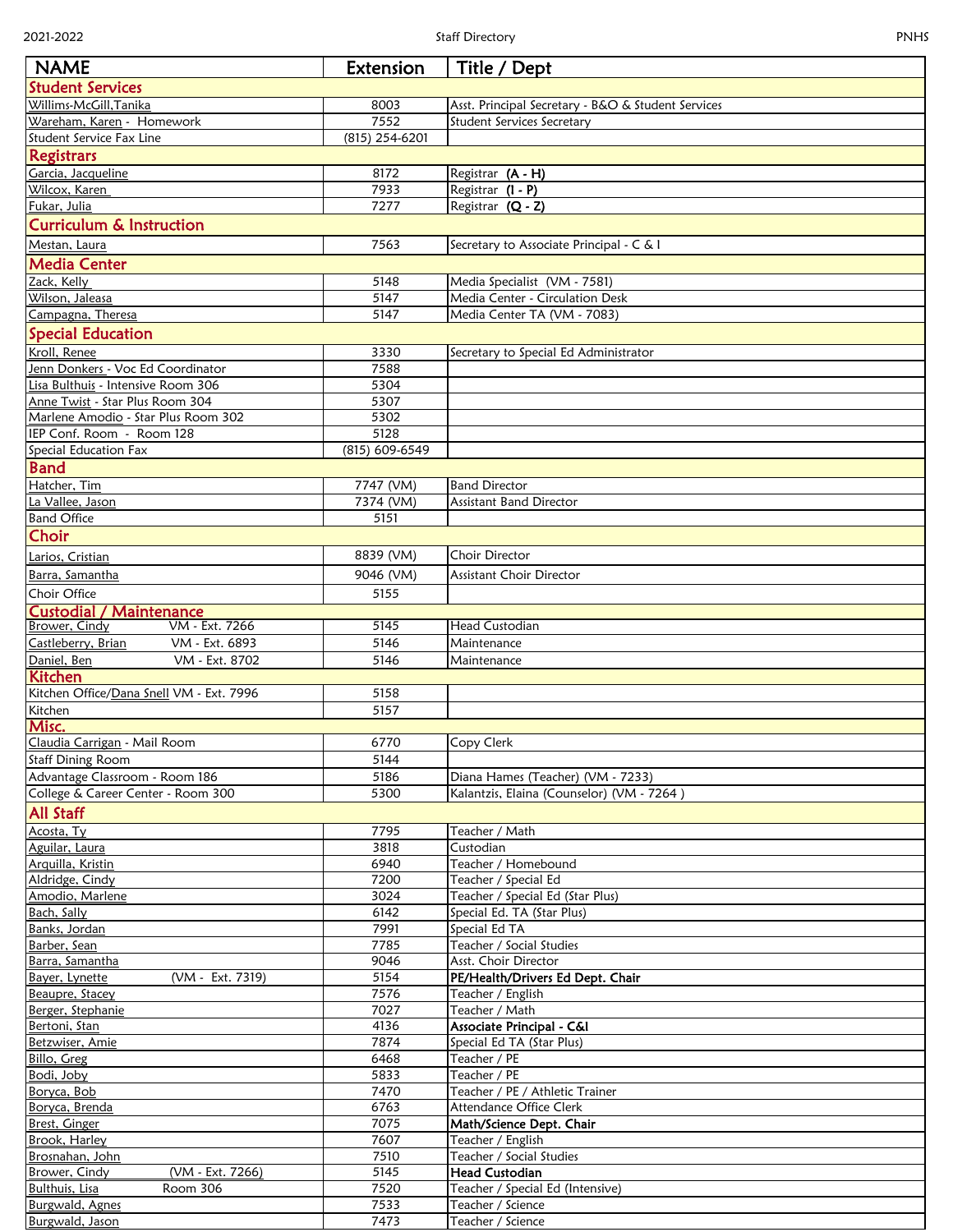| NAME | Extension | Title / Dept |
|---|---|---|
| **Student Services** | | |
| Willims-McGill,Tanika | 8003 | Asst. Principal Secretary - B&O & Student Services |
| Wareham, Karen - Homework | 7552 | Student Services Secretary |
| Student Service Fax Line | (815) 254-6201 | |
| **Registrars** | | |
| Garcia, Jacqueline | 8172 | Registrar **(A - H)** |
| Wilcox, Karen | 7933 | Registrar **(I - P)** |
| Fukar, Julia | 7277 | Registrar **(Q - Z)** |
| **Curriculum & Instruction** | | |
| Mestan, Laura | 7563 | Secretary to Associate Principal - C & I |
| **Media Center** | | |
| Zack, Kelly | 5148 | Media Specialist (VM - 7581) |
| Wilson, Jaleasa | 5147 | Media Center - Circulation Desk |
| Campagna, Theresa | 5147 | Media Center TA (VM - 7083) |
| **Special Education** | | |
| Kroll, Renee | 3330 | Secretary to Special Ed Administrator |
| Jenn Donkers - Voc Ed Coordinator | 7588 | |
| Lisa Bulthuis - Intensive Room 306 | 5304 | |
| Anne Twist - Star Plus Room 304 | 5307 | |
| Marlene Amodio - Star Plus Room 302 | 5302 | |
| IEP Conf. Room - Room 128 | 5128 | |
| Special Education Fax | (815) 609-6549 | |
| **Band** | | |
| Hatcher, Tim | 7747 (VM) | Band Director |
| La Vallee, Jason | 7374 (VM) | Assistant Band Director |
| Band Office | 5151 | |
| **Choir** | | |
| Larios, Cristian | 8839 (VM) | Choir Director |
| Barra, Samantha | 9046 (VM) | Assistant Choir Director |
| Choir Office | 5155 | |
| **Custodial / Maintenance** | | |
| Brower, Cindy VM - Ext. 7266 | 5145 | Head Custodian |
| Castleberry, Brian VM - Ext. 6893 | 5146 | Maintenance |
| Daniel, Ben VM - Ext. 8702 | 5146 | Maintenance |
| **Kitchen** | | |
| Kitchen Office/Dana Snell VM - Ext. 7996 | 5158 | |
| Kitchen | 5157 | |
| **Misc.** | | |
| Claudia Carrigan - Mail Room | 6770 | Copy Clerk |
| Staff Dining Room | 5144 | |
| Advantage Classroom - Room 186 | 5186 | Diana Hames (Teacher) (VM - 7233) |
| College & Career Center - Room 300 | 5300 | Kalantzis, Elaina (Counselor) (VM - 7264 ) |
| **All Staff** | | |
| Acosta, Ty | 7795 | Teacher / Math |
| Aguilar, Laura | 3818 | Custodian |
| Arquilla, Kristin | 6940 | Teacher / Homebound |
| Aldridge, Cindy | 7200 | Teacher / Special Ed |
| Amodio, Marlene | 3024 | Teacher / Special Ed (Star Plus) |
| Bach, Sally | 6142 | Special Ed. TA (Star Plus) |
| Banks, Jordan | 7991 | Special Ed TA |
| Barber, Sean | 7785 | Teacher / Social Studies |
| Barra, Samantha | 9046 | Asst. Choir Director |
| Bayer, Lynette (VM - Ext. 7319) | 5154 | **PE/Health/Drivers Ed Dept. Chair** |
| Beaupre, Stacey | 7576 | Teacher / English |
| Berger, Stephanie | 7027 | Teacher / Math |
| Bertoni, Stan | 4136 | **Associate Principal - C&I** |
| Betzwiser, Amie | 7874 | Special Ed TA (Star Plus) |
| Billo, Greg | 6468 | Teacher / PE |
| Bodi, Joby | 5833 | Teacher / PE |
| Boryca, Bob | 7470 | Teacher / PE / Athletic Trainer |
| Boryca, Brenda | 6763 | Attendance Office Clerk |
| Brest, Ginger | 7075 | **Math/Science Dept. Chair** |
| Brook, Harley | 7607 | Teacher / English |
| Brosnahan, John | 7510 | Teacher / Social Studies |
| Brower, Cindy (VM - Ext. 7266) | 5145 | **Head Custodian** |
| Bulthuis, Lisa Room 306 | 7520 | Teacher / Special Ed (Intensive) |
| Burgwald, Agnes | 7533 | Teacher / Science |
| Burgwald, Jason | 7473 | Teacher / Science |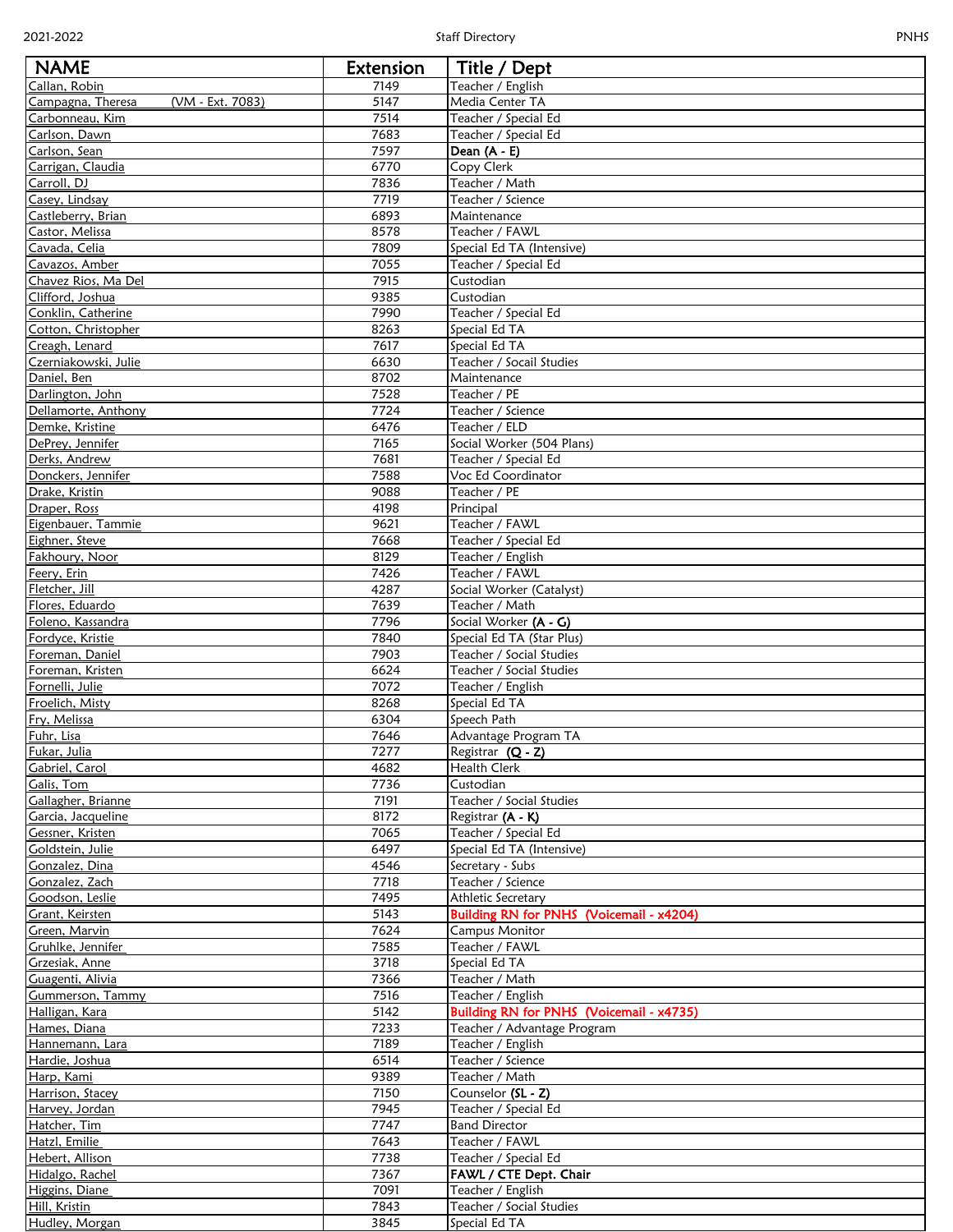| NAME | Extension | Title / Dept |
|---|---|---|
| Callan, Robin | 7149 | Teacher / English |
| Campagna, Theresa (VM - Ext. 7083) | 5147 | Media Center TA |
| Carbonneau, Kim | 7514 | Teacher / Special Ed |
| Carlson, Dawn | 7683 | Teacher / Special Ed |
| Carlson, Sean | 7597 | **Dean (A - E)** |
| Carrigan, Claudia | 6770 | Copy Clerk |
| Carroll, DJ | 7836 | Teacher / Math |
| Casey, Lindsay | 7719 | Teacher / Science |
| Castleberry, Brian | 6893 | Maintenance |
| Castor, Melissa | 8578 | Teacher / FAWL |
| Cavada, Celia | 7809 | Special Ed TA (Intensive) |
| Cavazos, Amber | 7055 | Teacher / Special Ed |
| Chavez Rios, Ma Del | 7915 | Custodian |
| Clifford, Joshua | 9385 | Custodian |
| Conklin, Catherine | 7990 | Teacher / Special Ed |
| Cotton, Christopher | 8263 | Special Ed TA |
| Creagh, Lenard | 7617 | Special Ed TA |
| Czerniakowski, Julie | 6630 | Teacher / Socail Studies |
| Daniel, Ben | 8702 | Maintenance |
| Darlington, John | 7528 | Teacher / PE |
| Dellamorte, Anthony | 7724 | Teacher / Science |
| Demke, Kristine | 6476 | Teacher / ELD |
| DePrey, Jennifer | 7165 | Social Worker (504 Plans) |
| Derks, Andrew | 7681 | Teacher / Special Ed |
| Donckers, Jennifer | 7588 | Voc Ed Coordinator |
| Drake, Kristin | 9088 | Teacher / PE |
| Draper, Ross | 4198 | Principal |
| Eigenbauer, Tammie | 9621 | Teacher / FAWL |
| Eighner, Steve | 7668 | Teacher / Special Ed |
| Fakhoury, Noor | 8129 | Teacher / English |
| Feery, Erin | 7426 | Teacher / FAWL |
| Fletcher, Jill | 4287 | Social Worker (Catalyst) |
| Flores, Eduardo | 7639 | Teacher / Math |
| Foleno, Kassandra | 7796 | Social Worker **(A - G)** |
| Fordyce, Kristie | 7840 | Special Ed TA (Star Plus) |
| Foreman, Daniel | 7903 | Teacher / Social Studies |
| Foreman, Kristen | 6624 | Teacher / Social Studies |
| Fornelli, Julie | 7072 | Teacher / English |
| Froelich, Misty | 8268 | Special Ed TA |
| Fry, Melissa | 6304 | Speech Path |
| Fuhr, Lisa | 7646 | Advantage Program TA |
| Fukar, Julia | 7277 | Registrar **(Q - Z)** |
| Gabriel, Carol | 4682 | Health Clerk |
| Galis, Tom | 7736 | Custodian |
| Gallagher, Brianne | 7191 | Teacher / Social Studies |
| Garcia, Jacqueline | 8172 | Registrar **(A - K)** |
| Gessner, Kristen | 7065 | Teacher / Special Ed |
| Goldstein, Julie | 6497 | Special Ed TA (Intensive) |
| Gonzalez, Dina | 4546 | Secretary - Subs |
| Gonzalez, Zach | 7718 | Teacher / Science |
| Goodson, Leslie | 7495 | Athletic Secretary |
| Grant, Keirsten | 5143 | **Building RN for PNHS (Voicemail - x4204)** |
| Green, Marvin | 7624 | Campus Monitor |
| Gruhlke, Jennifer | 7585 | Teacher / FAWL |
| Grzesiak, Anne | 3718 | Special Ed TA |
| Guagenti, Alivia | 7366 | Teacher / Math |
| Gummerson, Tammy | 7516 | Teacher / English |
| Halligan, Kara | 5142 | **Building RN for PNHS (Voicemail - x4735)** |
| Hames, Diana | 7233 | Teacher / Advantage Program |
| Hannemann, Lara | 7189 | Teacher / English |
| Hardie, Joshua | 6514 | Teacher / Science |
| Harp, Kami | 9389 | Teacher / Math |
| Harrison, Stacey | 7150 | Counselor **(SL - Z)** |
| Harvey, Jordan | 7945 | Teacher / Special Ed |
| Hatcher, Tim | 7747 | Band Director |
| Hatzl, Emilie | 7643 | Teacher / FAWL |
| Hebert, Allison | 7738 | Teacher / Special Ed |
| Hidalgo, Rachel | 7367 | **FAWL / CTE Dept. Chair** |
| Higgins, Diane | 7091 | Teacher / English |
| Hill, Kristin | 7843 | Teacher / Social Studies |
| Hudley, Morgan | 3845 | Special Ed TA |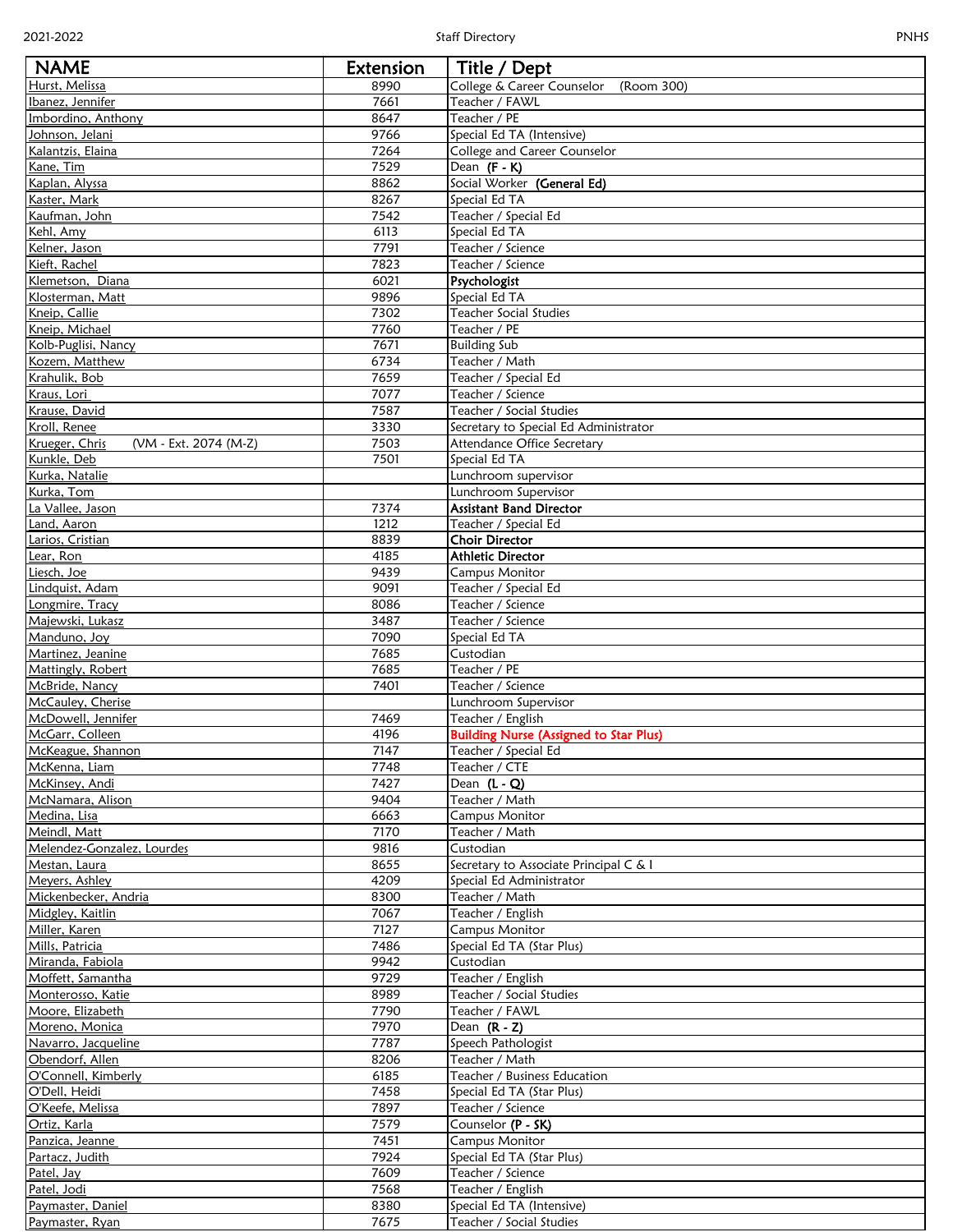| NAME | Extension | Title / Dept |
|---|---|---|
| Hurst, Melissa | 8990 | College & Career Counselor (Room 300) |
| Ibanez, Jennifer | 7661 | Teacher / FAWL |
| Imbordino, Anthony | 8647 | Teacher / PE |
| Johnson, Jelani | 9766 | Special Ed TA (Intensive) |
| Kalantzis, Elaina | 7264 | College and Career Counselor |
| Kane, Tim | 7529 | Dean **(F - K)** |
| Kaplan, Alyssa | 8862 | Social Worker **(General Ed)** |
| Kaster, Mark | 8267 | Special Ed TA |
| Kaufman, John | 7542 | Teacher / Special Ed |
| Kehl, Amy | 6113 | Special Ed TA |
| Kelner, Jason | 7791 | Teacher / Science |
| Kieft, Rachel | 7823 | Teacher / Science |
| Klemetson, Diana | 6021 | **Psychologist** |
| Klosterman, Matt | 9896 | Special Ed TA |
| Kneip, Callie | 7302 | Teacher Social Studies |
| Kneip, Michael | 7760 | Teacher / PE |
| Kolb-Puglisi, Nancy | 7671 | Building Sub |
| Kozem, Matthew | 6734 | Teacher / Math |
| Krahulik, Bob | 7659 | Teacher / Special Ed |
| Kraus, Lori | 7077 | Teacher / Science |
| Krause, David | 7587 | Teacher / Social Studies |
| Kroll, Renee | 3330 | Secretary to Special Ed Administrator |
| Krueger, Chris (VM - Ext. 2074 (M-Z) | 7503 | Attendance Office Secretary |
| Kunkle, Deb | 7501 | Special Ed TA |
| Kurka, Natalie | | Lunchroom supervisor |
| Kurka, Tom | | Lunchroom Supervisor |
| La Vallee, Jason | 7374 | **Assistant Band Director** |
| Land, Aaron | 1212 | Teacher / Special Ed |
| Larios, Cristian | 8839 | **Choir Director** |
| Lear, Ron | 4185 | **Athletic Director** |
| Liesch, Joe | 9439 | Campus Monitor |
| Lindquist, Adam | 9091 | Teacher / Special Ed |
| Longmire, Tracy | 8086 | Teacher / Science |
| Majewski, Lukasz | 3487 | Teacher / Science |
| Manduno, Joy | 7090 | Special Ed TA |
| Martinez, Jeanine | 7685 | Custodian |
| Mattingly, Robert | 7685 | Teacher / PE |
| McBride, Nancy | 7401 | Teacher / Science |
| McCauley, Cherise | | Lunchroom Supervisor |
| McDowell, Jennifer | 7469 | Teacher / English |
| McGarr, Colleen | 4196 | **Building Nurse (Assigned to Star Plus)** |
| McKeague, Shannon | 7147 | Teacher / Special Ed |
| McKenna, Liam | 7748 | Teacher / CTE |
| McKinsey, Andi | 7427 | Dean **(L - Q)** |
| McNamara, Alison | 9404 | Teacher / Math |
| Medina, Lisa | 6663 | Campus Monitor |
| Meindl, Matt | 7170 | Teacher / Math |
| Melendez-Gonzalez, Lourdes | 9816 | Custodian |
| Mestan, Laura | 8655 | Secretary to Associate Principal C & I |
| Meyers, Ashley | 4209 | Special Ed Administrator |
| Mickenbecker, Andria | 8300 | Teacher / Math |
| Midgley, Kaitlin | 7067 | Teacher / English |
| Miller, Karen | 7127 | Campus Monitor |
| Mills, Patricia | 7486 | Special Ed TA (Star Plus) |
| Miranda, Fabiola | 9942 | Custodian |
| Moffett, Samantha | 9729 | Teacher / English |
| Monterosso, Katie | 8989 | Teacher / Social Studies |
| Moore, Elizabeth | 7790 | Teacher / FAWL |
| Moreno, Monica | 7970 | Dean **(R - Z)** |
| Navarro, Jacqueline | 7787 | Speech Pathologist |
| Obendorf, Allen | 8206 | Teacher / Math |
| O'Connell, Kimberly | 6185 | Teacher / Business Education |
| O'Dell, Heidi | 7458 | Special Ed TA (Star Plus) |
| O'Keefe, Melissa | 7897 | Teacher / Science |
| Ortiz, Karla | 7579 | Counselor **(P - SK)** |
| Panzica, Jeanne | 7451 | Campus Monitor |
| Partacz, Judith | 7924 | Special Ed TA (Star Plus) |
| Patel, Jay | 7609 | Teacher / Science |
| Patel, Jodi | 7568 | Teacher / English |
| Paymaster, Daniel | 8380 | Special Ed TA (Intensive) |
| Paymaster, Ryan | 7675 | Teacher / Social Studies |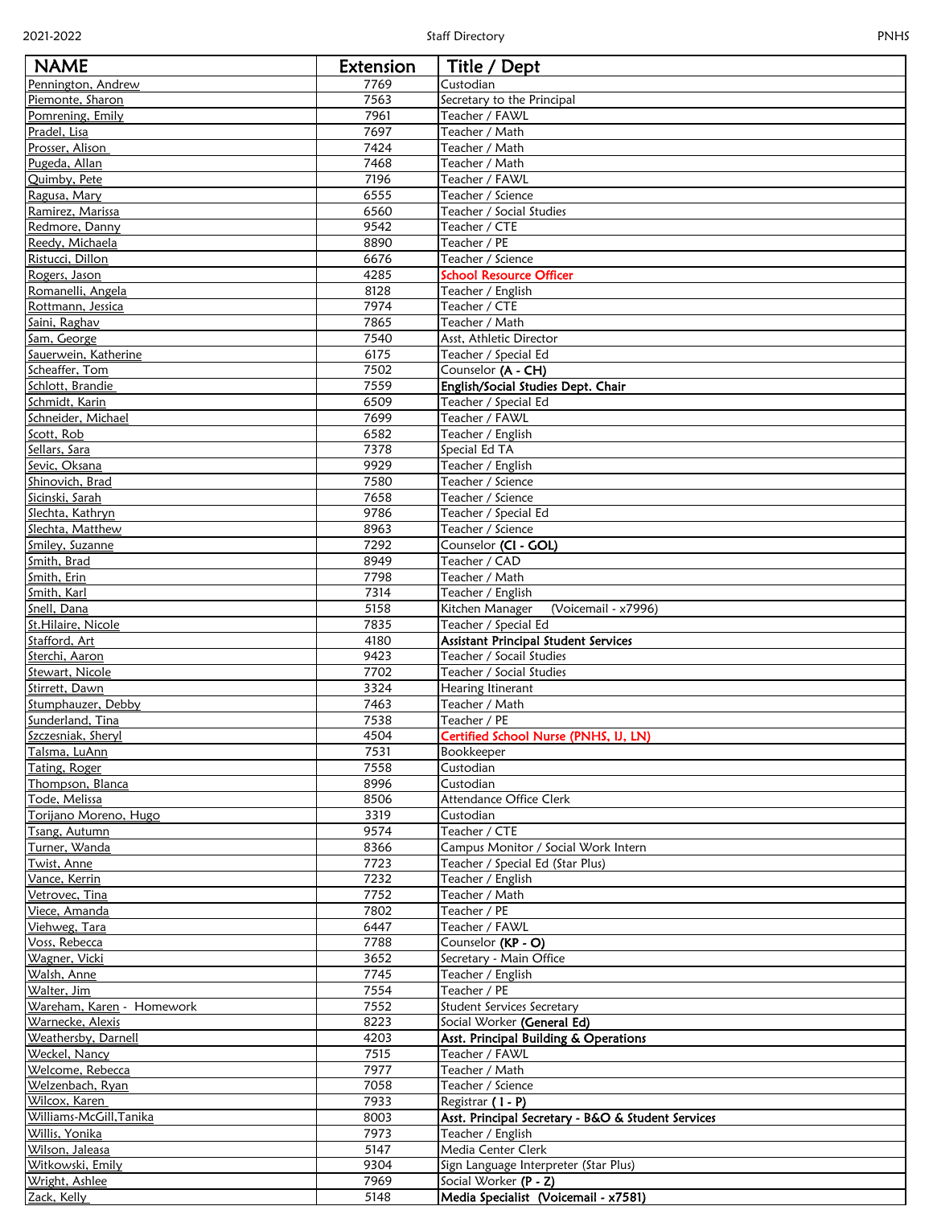| NAME | Extension | Title / Dept |
|---|---|---|
| Pennington, Andrew | 7769 | Custodian |
| Piemonte, Sharon | 7563 | Secretary to the Principal |
| Pomrening, Emily | 7961 | Teacher / FAWL |
| Pradel, Lisa | 7697 | Teacher / Math |
| Prosser, Alison | 7424 | Teacher / Math |
| Pugeda, Allan | 7468 | Teacher / Math |
| Quimby, Pete | 7196 | Teacher / FAWL |
| Ragusa, Mary | 6555 | Teacher / Science |
| Ramirez, Marissa | 6560 | Teacher / Social Studies |
| Redmore, Danny | 9542 | Teacher / CTE |
| Reedy, Michaela | 8890 | Teacher / PE |
| Ristucci, Dillon | 6676 | Teacher / Science |
| Rogers, Jason | 4285 | School Resource Officer |
| Romanelli, Angela | 8128 | Teacher / English |
| Rottmann, Jessica | 7974 | Teacher / CTE |
| Saini, Raghav | 7865 | Teacher / Math |
| Sam, George | 7540 | Asst. Athletic Director |
| Sauerwein, Katherine | 6175 | Teacher / Special Ed |
| Scheaffer, Tom | 7502 | Counselor **(A - CH)** |
| Schlott, Brandie | 7559 | **English/Social Studies Dept. Chair** |
| Schmidt, Karin | 6509 | Teacher / Special Ed |
| Schneider, Michael | 7699 | Teacher / FAWL |
| Scott, Rob | 6582 | Teacher / English |
| Sellars, Sara | 7378 | Special Ed TA |
| Sevic, Oksana | 9929 | Teacher / English |
| Shinovich, Brad | 7580 | Teacher / Science |
| Sicinski, Sarah | 7658 | Teacher / Science |
| Slechta, Kathryn | 9786 | Teacher / Special Ed |
| Slechta, Matthew | 8963 | Teacher / Science |
| Smiley, Suzanne | 7292 | Counselor **(CI - GOL)** |
| Smith, Brad | 8949 | Teacher / CAD |
| Smith, Erin | 7798 | Teacher / Math |
| Smith, Karl | 7314 | Teacher / English |
| Snell, Dana | 5158 | Kitchen Manager (Voicemail - x7996) |
| St.Hilaire, Nicole | 7835 | Teacher / Special Ed |
| Stafford, Art | 4180 | **Assistant Principal Student Services** |
| Sterchi, Aaron | 9423 | Teacher / Socail Studies |
| Stewart, Nicole | 7702 | Teacher / Social Studies |
| Stirrett, Dawn | 3324 | Hearing Itinerant |
| Stumphauzer, Debby | 7463 | Teacher / Math |
| Sunderland, Tina | 7538 | Teacher / PE |
| Szczesniak, Sheryl | 4504 | Certified School Nurse (PNHS, IJ, LN) |
| Talsma, LuAnn | 7531 | Bookkeeper |
| Tating, Roger | 7558 | Custodian |
| Thompson, Blanca | 8996 | Custodian |
| Tode, Melissa | 8506 | Attendance Office Clerk |
| Torijano Moreno, Hugo | 3319 | Custodian |
| Tsang, Autumn | 9574 | Teacher / CTE |
| Turner, Wanda | 8366 | Campus Monitor / Social Work Intern |
| Twist, Anne | 7723 | Teacher / Special Ed (Star Plus) |
| Vance, Kerrin | 7232 | Teacher / English |
| Vetrovec, Tina | 7752 | Teacher / Math |
| Viece, Amanda | 7802 | Teacher / PE |
| Viehweg, Tara | 6447 | Teacher / FAWL |
| Voss, Rebecca | 7788 | Counselor **(KP - O)** |
| Wagner, Vicki | 3652 | Secretary - Main Office |
| Walsh, Anne | 7745 | Teacher / English |
| Walter, Jim | 7554 | Teacher / PE |
| Wareham, Karen - Homework | 7552 | Student Services Secretary |
| Warnecke, Alexis | 8223 | Social Worker **(General Ed)** |
| Weathersby, Darnell | 4203 | **Asst. Principal Building & Operations** |
| Weckel, Nancy | 7515 | Teacher / FAWL |
| Welcome, Rebecca | 7977 | Teacher / Math |
| Welzenbach, Ryan | 7058 | Teacher / Science |
| Wilcox, Karen | 7933 | Registrar **( I - P)** |
| Williams-McGill,Tanika | 8003 | **Asst. Principal Secretary - B&O & Student Services** |
| Willis, Yonika | 7973 | Teacher / English |
| Wilson, Jaleasa | 5147 | Media Center Clerk |
| Witkowski, Emily | 9304 | Sign Language Interpreter (Star Plus) |
| Wright, Ashlee | 7969 | Social Worker **(P - Z)** |
| Zack, Kelly | 5148 | **Media Specialist (Voicemail - x7581)** |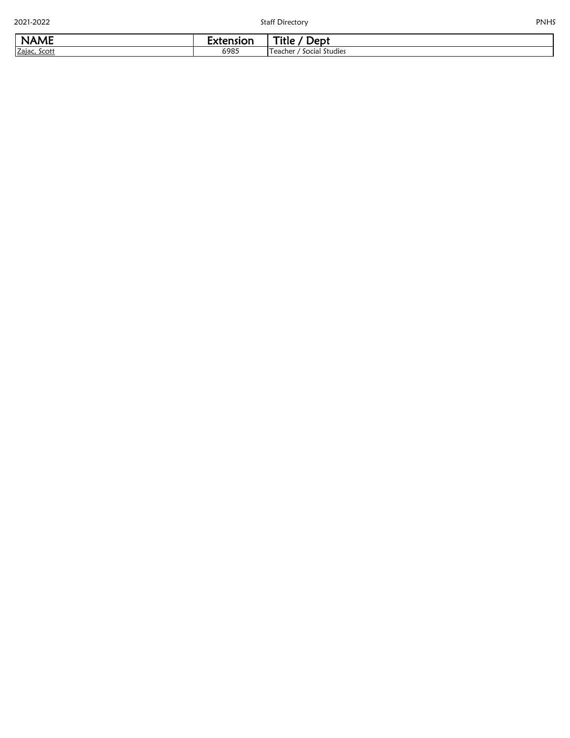| NAME | Extension | Title / Dept |
|---|---|---|
| Zajac, Scott | 6985 | Teacher / Social Studies |